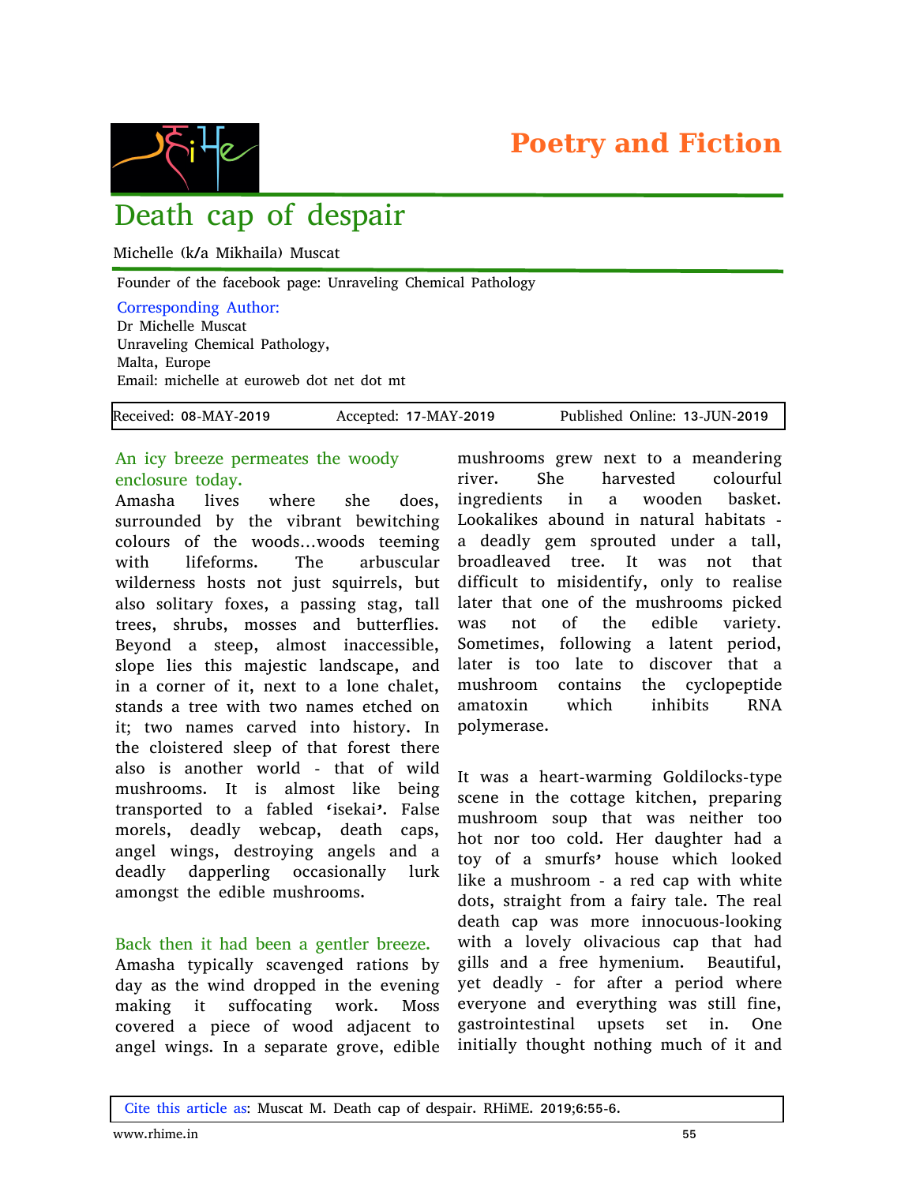Poetry and Fiction

# Death cap of despair

Michelle (k/a Mikhaila) Muscat

Founder of the facebook page: Unraveling Chemical Pathology

Corresponding Author:
Dr Michelle Muscat
Unraveling Chemical Pathology,
Malta, Europe
Email: michelle at euroweb dot net dot mt

| Received: 08-MAY-2019 | Accepted: 17-MAY-2019 | Published Online: 13-JUN-2019 |
|---|---|---|

An icy breeze permeates the woody enclosure today.

Amasha lives where she does, surrounded by the vibrant bewitching colours of the woods…woods teeming with lifeforms. The arbuscular wilderness hosts not just squirrels, but also solitary foxes, a passing stag, tall trees, shrubs, mosses and butterflies. Beyond a steep, almost inaccessible, slope lies this majestic landscape, and in a corner of it, next to a lone chalet, stands a tree with two names etched on it; two names carved into history. In the cloistered sleep of that forest there also is another world - that of wild mushrooms. It is almost like being transported to a fabled 'isekai'. False morels, deadly webcap, death caps, angel wings, destroying angels and a deadly dapperling occasionally lurk amongst the edible mushrooms.

Back then it had been a gentler breeze.

Amasha typically scavenged rations by day as the wind dropped in the evening making it suffocating work. Moss covered a piece of wood adjacent to angel wings. In a separate grove, edible mushrooms grew next to a meandering river. She harvested colourful ingredients in a wooden basket. Lookalikes abound in natural habitats - a deadly gem sprouted under a tall, broadleaved tree. It was not that difficult to misidentify, only to realise later that one of the mushrooms picked was not of the edible variety. Sometimes, following a latent period, later is too late to discover that a mushroom contains the cyclopeptide amatoxin which inhibits RNA polymerase.

It was a heart-warming Goldilocks-type scene in the cottage kitchen, preparing mushroom soup that was neither too hot nor too cold. Her daughter had a toy of a smurfs' house which looked like a mushroom - a red cap with white dots, straight from a fairy tale. The real death cap was more innocuous-looking with a lovely olivacious cap that had gills and a free hymenium. Beautiful, yet deadly - for after a period where everyone and everything was still fine, gastrointestinal upsets set in. One initially thought nothing much of it and

Cite this article as: Muscat M. Death cap of despair. RHiME. 2019;6:55-6.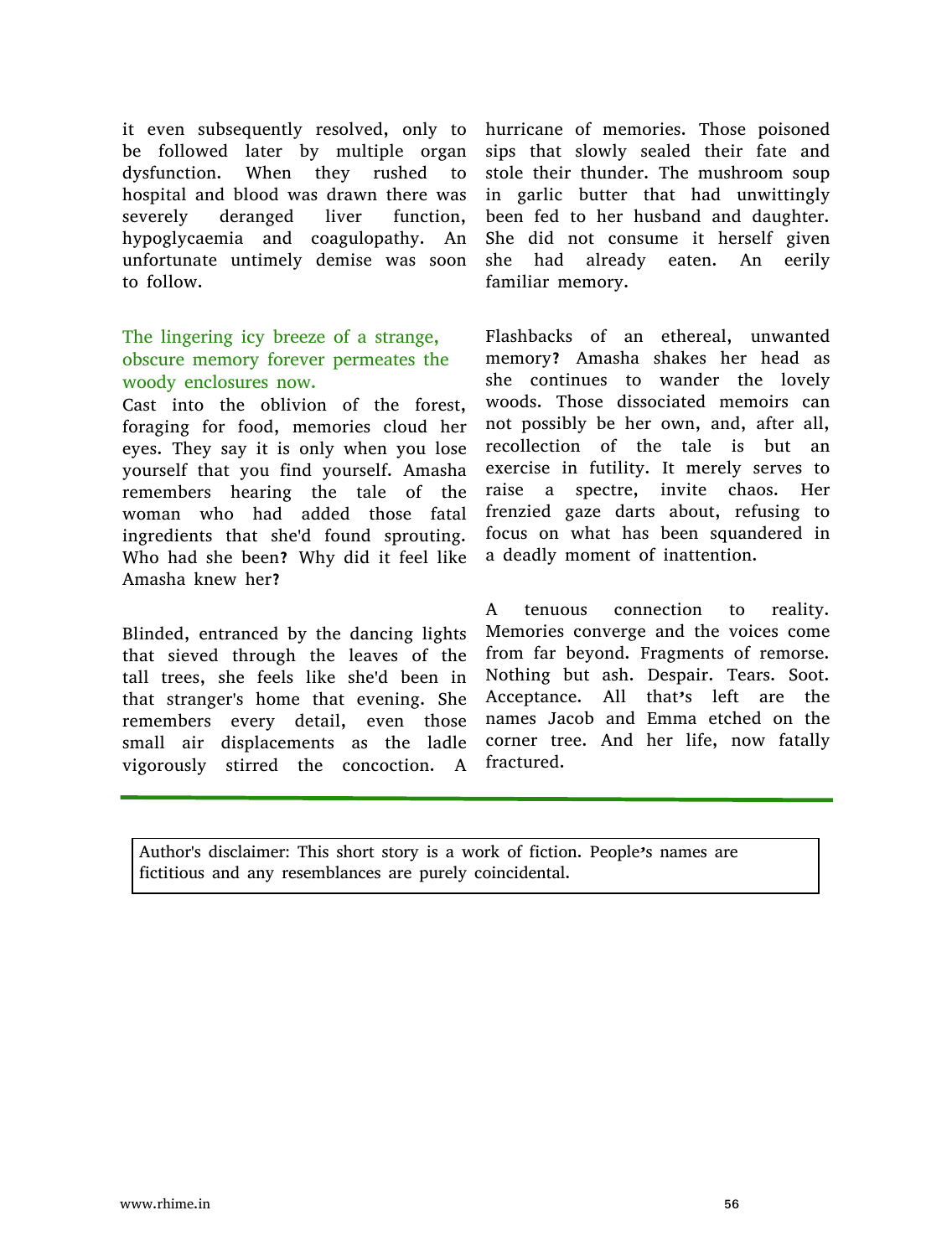it even subsequently resolved, only to be followed later by multiple organ dysfunction. When they rushed to hospital and blood was drawn there was severely deranged liver function, hypoglycaemia and coagulopathy. An unfortunate untimely demise was soon to follow.

### The lingering icy breeze of a strange, obscure memory forever permeates the woody enclosures now.

Cast into the oblivion of the forest, foraging for food, memories cloud her eyes. They say it is only when you lose yourself that you find yourself. Amasha remembers hearing the tale of the woman who had added those fatal ingredients that she'd found sprouting. Who had she been? Why did it feel like Amasha knew her?

Blinded, entranced by the dancing lights that sieved through the leaves of the tall trees, she feels like she'd been in that stranger's home that evening. She remembers every detail, even those small air displacements as the ladle vigorously stirred the concoction. A hurricane of memories. Those poisoned sips that slowly sealed their fate and stole their thunder. The mushroom soup in garlic butter that had unwittingly been fed to her husband and daughter. She did not consume it herself given she had already eaten. An eerily familiar memory.

Flashbacks of an ethereal, unwanted memory? Amasha shakes her head as she continues to wander the lovely woods. Those dissociated memoirs can not possibly be her own, and, after all, recollection of the tale is but an exercise in futility. It merely serves to raise a spectre, invite chaos. Her frenzied gaze darts about, refusing to focus on what has been squandered in a deadly moment of inattention.

A tenuous connection to reality. Memories converge and the voices come from far beyond. Fragments of remorse. Nothing but ash. Despair. Tears. Soot. Acceptance. All that's left are the names Jacob and Emma etched on the corner tree. And her life, now fatally fractured.

---

Author's disclaimer: This short story is a work of fiction. People's names are fictitious and any resemblances are purely coincidental.